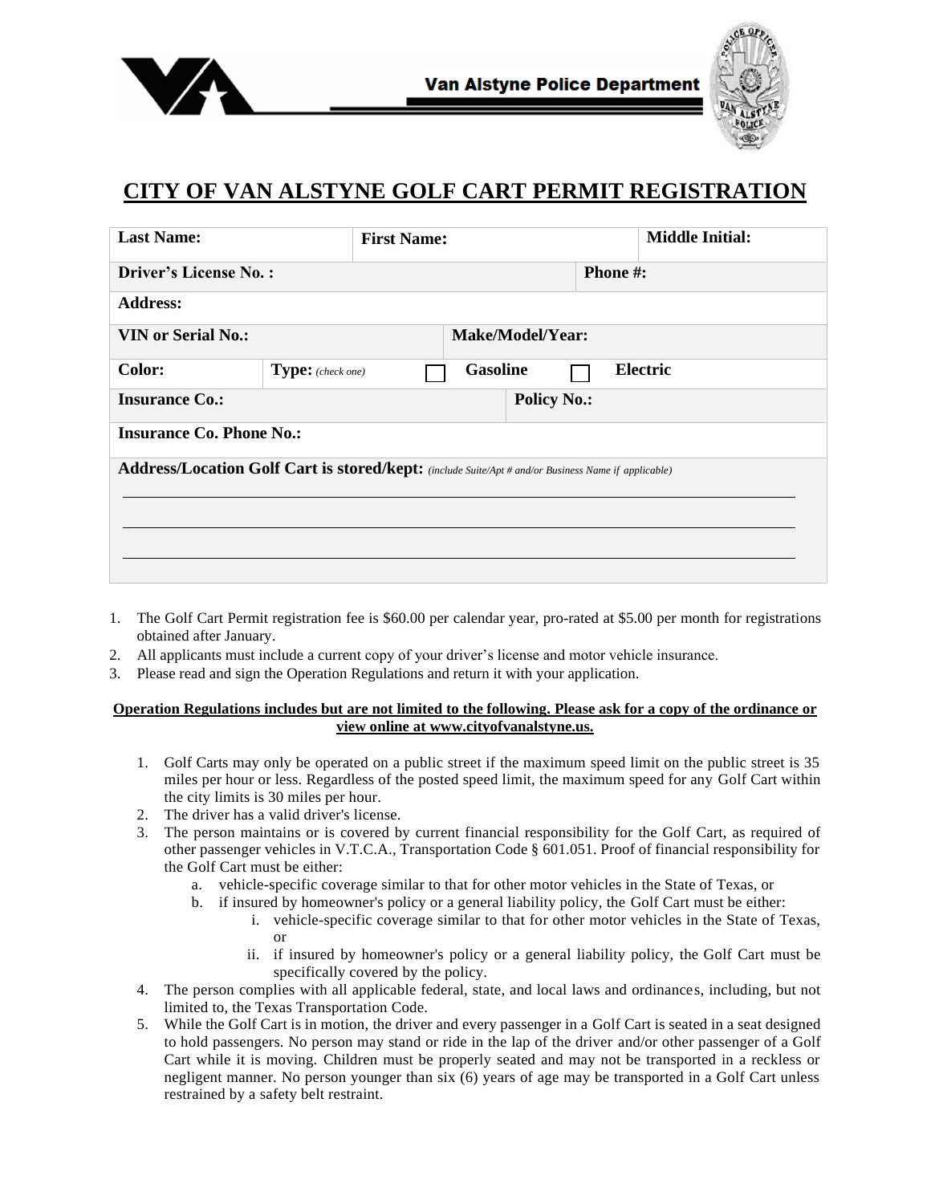Van Alstyne Police Department

# CITY OF VAN ALSTYNE GOLF CART PERMIT REGISTRATION

| **Last Name:** | **First Name:** | **Middle Initial:** |
|---|---|---|
| **Driver's License No. :** | | **Phone #:** |
| **Address:** | | |
| **VIN or Serial No.:** | **Make/Model/Year:** | |
| **Color:** | **Type:** *(check one)* ☐ **Gasoline** ☐ **Electric** | |
| **Insurance Co.:** | **Policy No.:** | |
| **Insurance Co. Phone No.:** | | |
| **Address/Location Golf Cart is stored/kept:** *(include Suite/Apt # and/or Business Name if applicable)* | | |

1. The Golf Cart Permit registration fee is $60.00 per calendar year, pro-rated at $5.00 per month for registrations obtained after January.
2. All applicants must include a current copy of your driver's license and motor vehicle insurance.
3. Please read and sign the Operation Regulations and return it with your application.

**Operation Regulations includes but are not limited to the following. Please ask for a copy of the ordinance or view online at www.cityofvanalstyne.us.**

1. Golf Carts may only be operated on a public street if the maximum speed limit on the public street is 35 miles per hour or less. Regardless of the posted speed limit, the maximum speed for any Golf Cart within the city limits is 30 miles per hour.
2. The driver has a valid driver's license.
3. The person maintains or is covered by current financial responsibility for the Golf Cart, as required of other passenger vehicles in V.T.C.A., Transportation Code § 601.051. Proof of financial responsibility for the Golf Cart must be either:
   a. vehicle-specific coverage similar to that for other motor vehicles in the State of Texas, or
   b. if insured by homeowner's policy or a general liability policy, the Golf Cart must be either:
      i. vehicle-specific coverage similar to that for other motor vehicles in the State of Texas, or
      ii. if insured by homeowner's policy or a general liability policy, the Golf Cart must be specifically covered by the policy.
4. The person complies with all applicable federal, state, and local laws and ordinances, including, but not limited to, the Texas Transportation Code.
5. While the Golf Cart is in motion, the driver and every passenger in a Golf Cart is seated in a seat designed to hold passengers. No person may stand or ride in the lap of the driver and/or other passenger of a Golf Cart while it is moving. Children must be properly seated and may not be transported in a reckless or negligent manner. No person younger than six (6) years of age may be transported in a Golf Cart unless restrained by a safety belt restraint.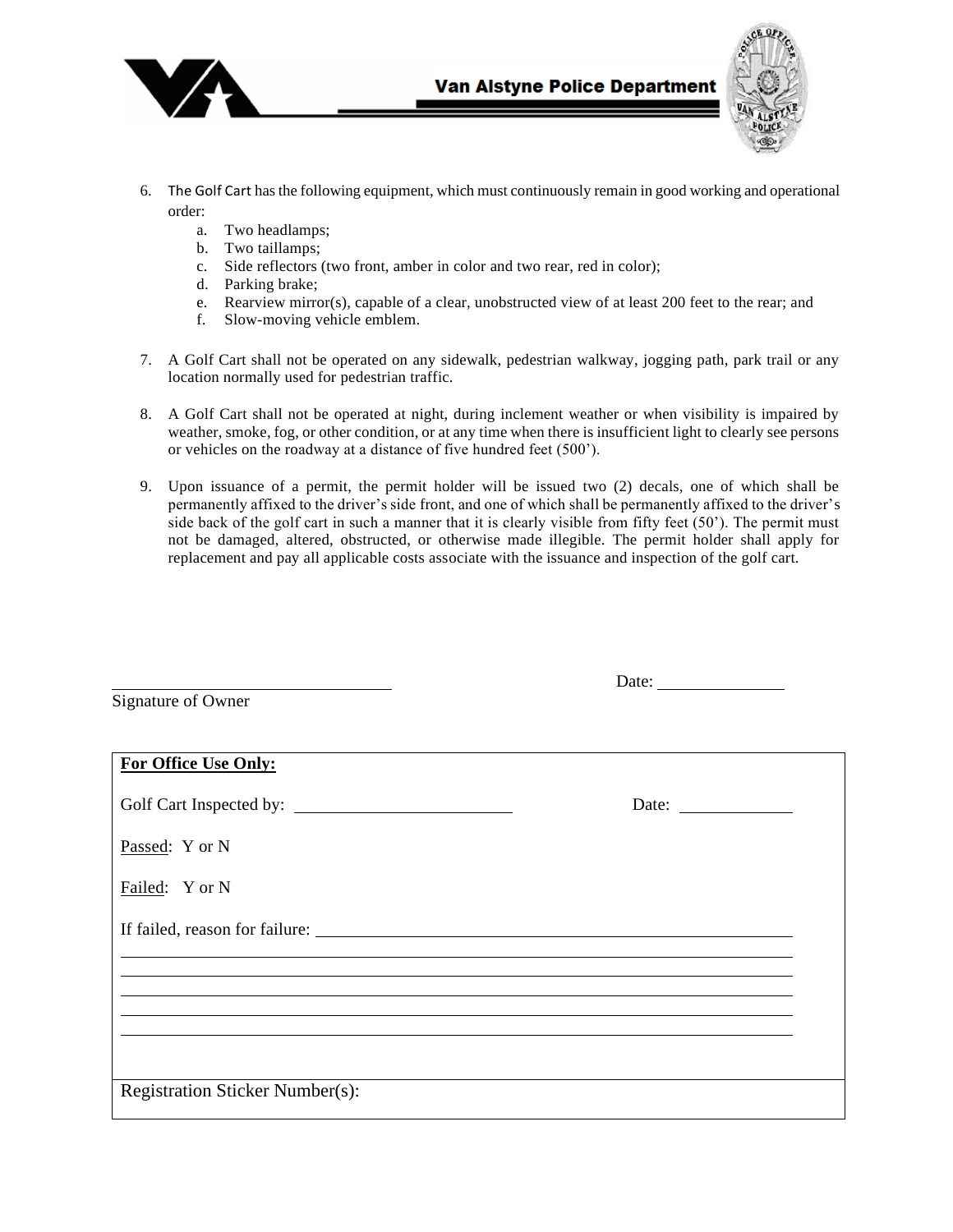6. The Golf Cart has the following equipment, which must continuously remain in good working and operational order:
   a. Two headlamps;
   b. Two taillamps;
   c. Side reflectors (two front, amber in color and two rear, red in color);
   d. Parking brake;
   e. Rearview mirror(s), capable of a clear, unobstructed view of at least 200 feet to the rear; and
   f. Slow-moving vehicle emblem.

7. A Golf Cart shall not be operated on any sidewalk, pedestrian walkway, jogging path, park trail or any location normally used for pedestrian traffic.

8. A Golf Cart shall not be operated at night, during inclement weather or when visibility is impaired by weather, smoke, fog, or other condition, or at any time when there is insufficient light to clearly see persons or vehicles on the roadway at a distance of five hundred feet (500').

9. Upon issuance of a permit, the permit holder will be issued two (2) decals, one of which shall be permanently affixed to the driver's side front, and one of which shall be permanently affixed to the driver's side back of the golf cart in such a manner that it is clearly visible from fifty feet (50'). The permit must not be damaged, altered, obstructed, or otherwise made illegible. The permit holder shall apply for replacement and pay all applicable costs associate with the issuance and inspection of the golf cart.

\_\_\_\_\_\_\_\_\_\_\_\_\_\_\_\_\_\_\_\_\_\_\_\_\_\_\_\_\_\_ Date: \_\_\_\_\_\_\_\_\_\_\_\_

Signature of Owner

**For Office Use Only:**

Golf Cart Inspected by: \_\_\_\_\_\_\_\_\_\_\_\_\_\_\_\_\_\_\_\_\_\_ Date: \_\_\_\_\_\_\_\_\_\_\_

Passed: Y or N

Failed: Y or N

If failed, reason for failure: \_\_\_\_\_\_\_\_\_\_\_\_\_\_\_\_\_\_\_\_\_\_\_\_\_\_\_\_\_\_\_\_\_\_\_\_\_\_\_\_\_\_\_\_\_\_\_\_\_\_

\_\_\_\_\_\_\_\_\_\_\_\_\_\_\_\_\_\_\_\_\_\_\_\_\_\_\_\_\_\_\_\_\_\_\_\_\_\_\_\_\_\_\_\_\_\_\_\_\_\_\_\_\_\_\_\_\_\_\_\_\_\_\_\_\_\_\_\_\_\_\_\_\_\_

\_\_\_\_\_\_\_\_\_\_\_\_\_\_\_\_\_\_\_\_\_\_\_\_\_\_\_\_\_\_\_\_\_\_\_\_\_\_\_\_\_\_\_\_\_\_\_\_\_\_\_\_\_\_\_\_\_\_\_\_\_\_\_\_\_\_\_\_\_\_\_\_\_\_

\_\_\_\_\_\_\_\_\_\_\_\_\_\_\_\_\_\_\_\_\_\_\_\_\_\_\_\_\_\_\_\_\_\_\_\_\_\_\_\_\_\_\_\_\_\_\_\_\_\_\_\_\_\_\_\_\_\_\_\_\_\_\_\_\_\_\_\_\_\_\_\_\_\_

\_\_\_\_\_\_\_\_\_\_\_\_\_\_\_\_\_\_\_\_\_\_\_\_\_\_\_\_\_\_\_\_\_\_\_\_\_\_\_\_\_\_\_\_\_\_\_\_\_\_\_\_\_\_\_\_\_\_\_\_\_\_\_\_\_\_\_\_\_\_\_\_\_\_

\_\_\_\_\_\_\_\_\_\_\_\_\_\_\_\_\_\_\_\_\_\_\_\_\_\_\_\_\_\_\_\_\_\_\_\_\_\_\_\_\_\_\_\_\_\_\_\_\_\_\_\_\_\_\_\_\_\_\_\_\_\_\_\_\_\_\_\_\_\_\_\_\_\_

Registration Sticker Number(s):